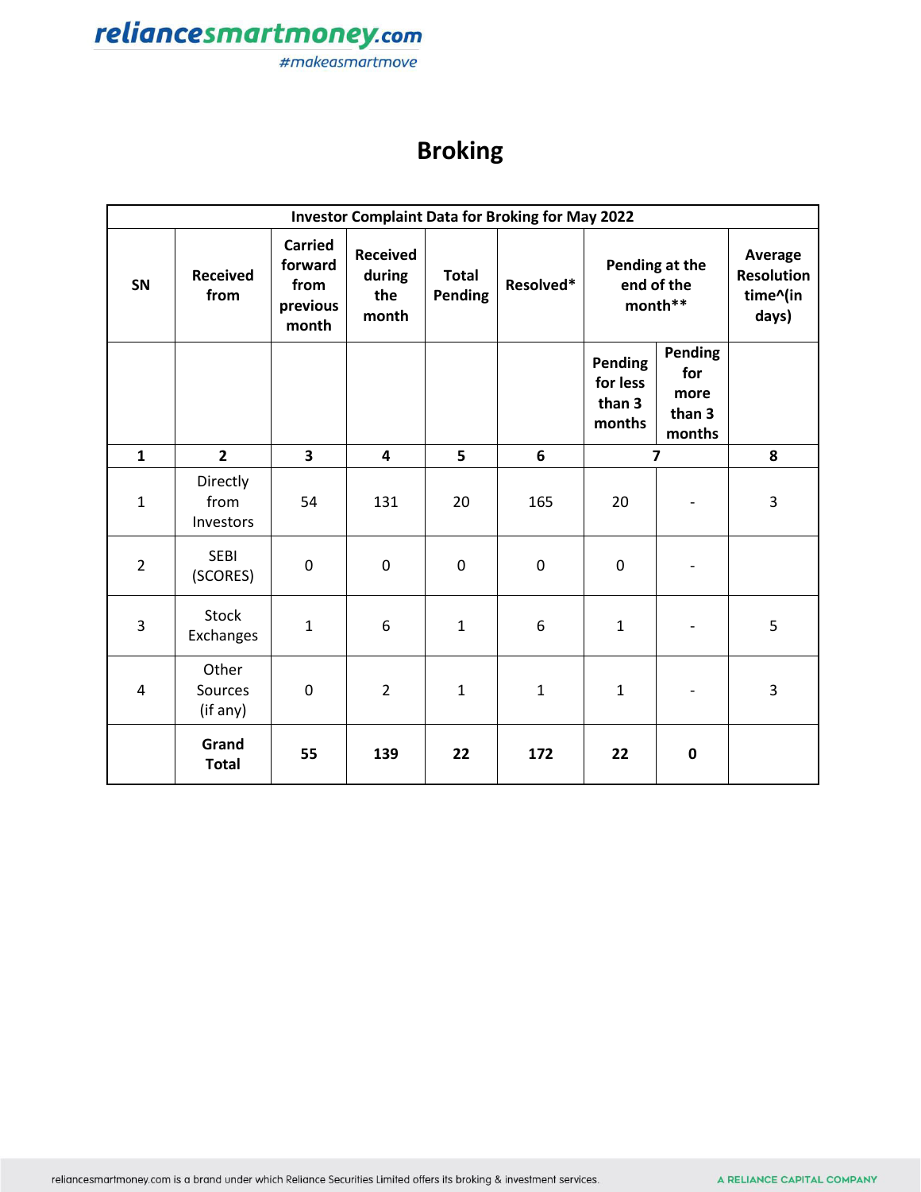# Broking

| Investor Complaint Data for Broking for May 2022 | | | | | | | | |
|---|---|---|---|---|---|---|---|---|
| SN | Received from | Carried forward from previous month | Received during the month | Total Pending | Resolved* | Pending at the end of the month** | | Average Resolution time^(in days) |
| | | | | | | Pending for less than 3 months | Pending for more than 3 months | |
| 1 | 2 | 3 | 4 | 5 | 6 | 7 | | 8 |
| 1 | Directly from Investors | 54 | 131 | 20 | 165 | 20 | - | 3 |
| 2 | SEBI (SCORES) | 0 | 0 | 0 | 0 | 0 | - | |
| 3 | Stock Exchanges | 1 | 6 | 1 | 6 | 1 | - | 5 |
| 4 | Other Sources (if any) | 0 | 2 | 1 | 1 | 1 | - | 3 |
| | **Grand Total** | **55** | **139** | **22** | **172** | **22** | **0** | |

relianceSmartmoney.com is a brand under which Reliance Securities Limited offers its broking & investment services.

A RELIANCE CAPITAL COMPANY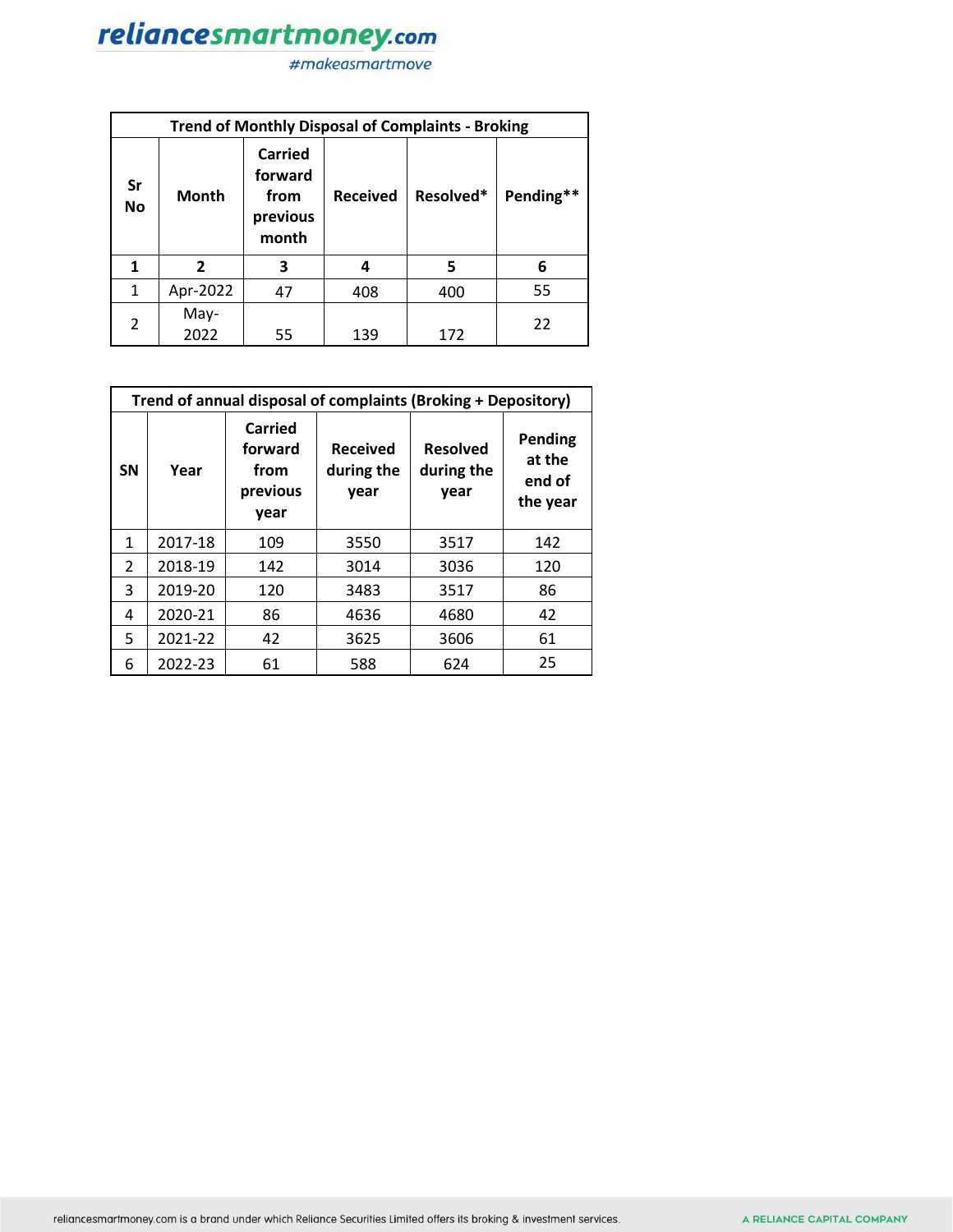| Trend of Monthly Disposal of Complaints - Broking | | | | | |
|---|---|---|---|---|---|
| Sr No | Month | Carried forward from previous month | Received | Resolved* | Pending** |
| 1 | 2 | 3 | 4 | 5 | 6 |
| 1 | Apr-2022 | 47 | 408 | 400 | 55 |
| 2 | May-2022 | 55 | 139 | 172 | 22 |

| Trend of annual disposal of complaints (Broking + Depository) | | | | | |
|---|---|---|---|---|---|
| SN | Year | Carried forward from previous year | Received during the year | Resolved during the year | Pending at the end of the year |
| 1 | 2017-18 | 109 | 3550 | 3517 | 142 |
| 2 | 2018-19 | 142 | 3014 | 3036 | 120 |
| 3 | 2019-20 | 120 | 3483 | 3517 | 86 |
| 4 | 2020-21 | 86 | 4636 | 4680 | 42 |
| 5 | 2021-22 | 42 | 3625 | 3606 | 61 |
| 6 | 2022-23 | 61 | 588 | 624 | 25 |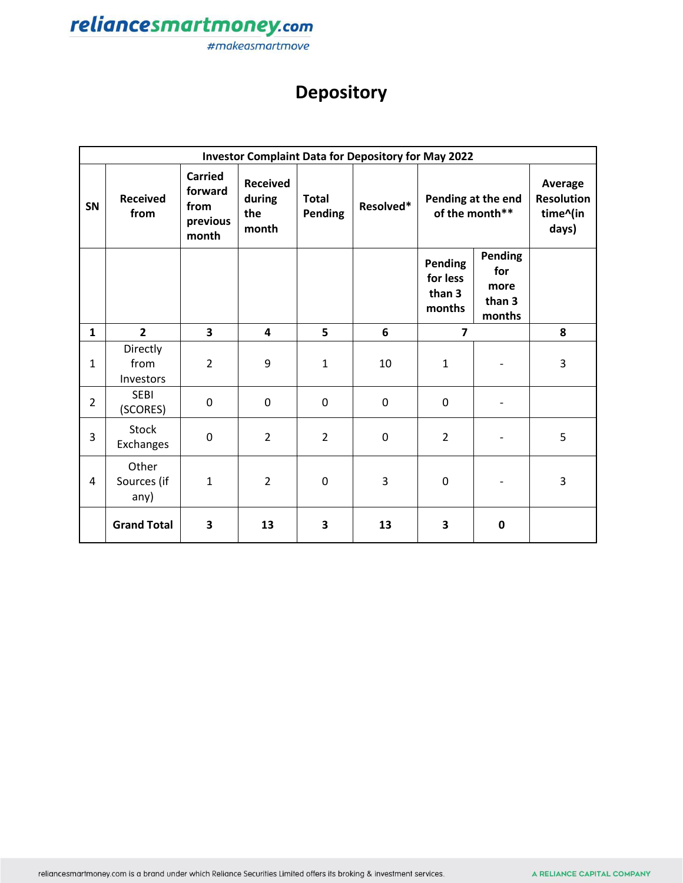# Depository

| Investor Complaint Data for Depository for May 2022 | | | | | | | | |
|---|---|---|---|---|---|---|---|---|
| SN | Received from | Carried forward from previous month | Received during the month | Total Pending | Resolved* | Pending at the end of the month** | | Average Resolution time^(in days) |
| | | | | | | Pending for less than 3 months | Pending for more than 3 months | |
| 1 | 2 | 3 | 4 | 5 | 6 | 7 | | 8 |
| 1 | Directly from Investors | 2 | 9 | 1 | 10 | 1 | - | 3 |
| 2 | SEBI (SCORES) | 0 | 0 | 0 | 0 | 0 | - | |
| 3 | Stock Exchanges | 0 | 2 | 2 | 0 | 2 | - | 5 |
| 4 | Other Sources (if any) | 1 | 2 | 0 | 3 | 0 | - | 3 |
| | **Grand Total** | **3** | **13** | **3** | **13** | **3** | **0** | |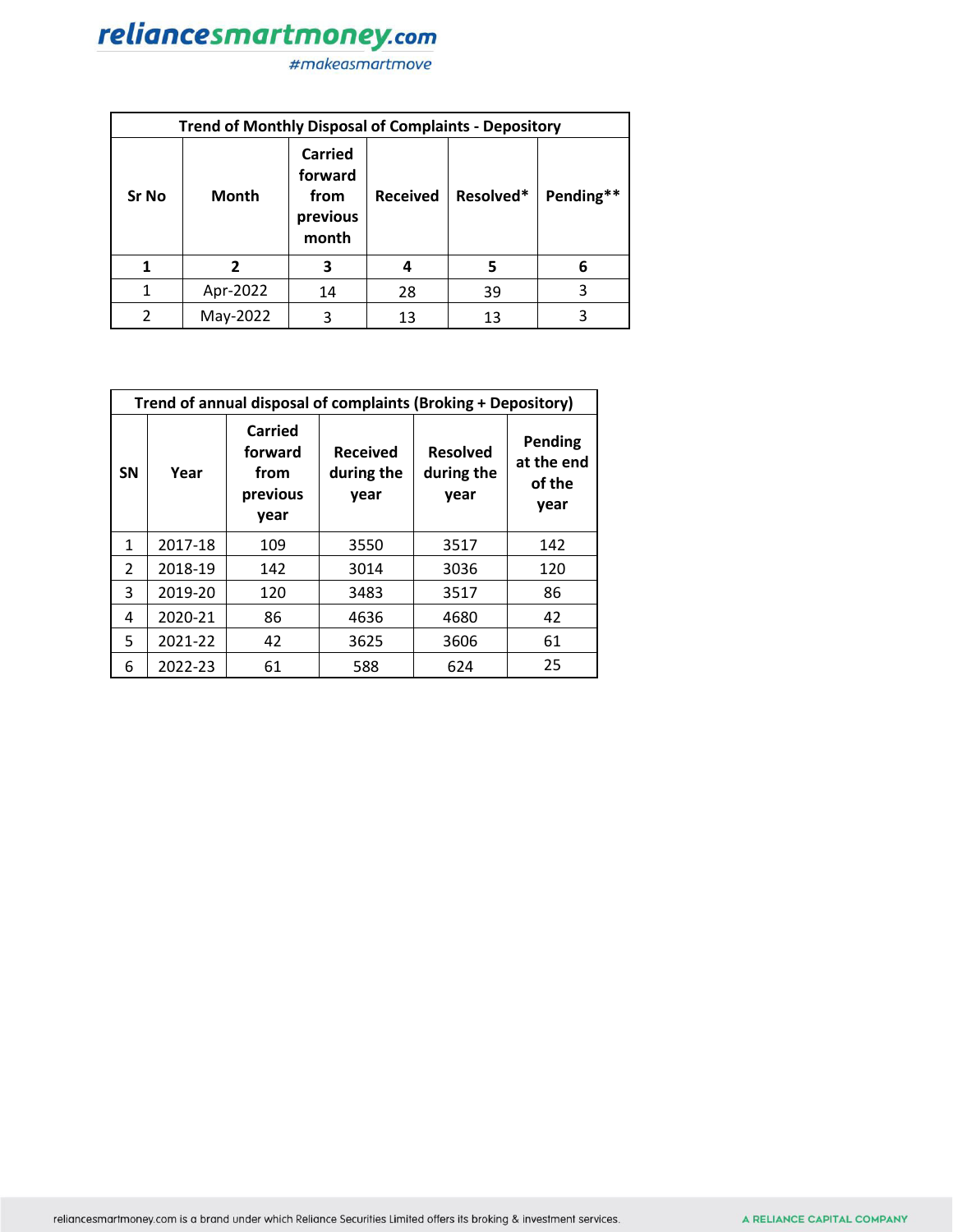| Trend of Monthly Disposal of Complaints - Depository | | | | | |
|---|---|---|---|---|---|
| Sr No | Month | Carried forward from previous month | Received | Resolved* | Pending** |
| 1 | 2 | 3 | 4 | 5 | 6 |
| 1 | Apr-2022 | 14 | 28 | 39 | 3 |
| 2 | May-2022 | 3 | 13 | 13 | 3 |

| Trend of annual disposal of complaints (Broking + Depository) | | | | | |
|---|---|---|---|---|---|
| SN | Year | Carried forward from previous year | Received during the year | Resolved during the year | Pending at the end of the year |
| 1 | 2017-18 | 109 | 3550 | 3517 | 142 |
| 2 | 2018-19 | 142 | 3014 | 3036 | 120 |
| 3 | 2019-20 | 120 | 3483 | 3517 | 86 |
| 4 | 2020-21 | 86 | 4636 | 4680 | 42 |
| 5 | 2021-22 | 42 | 3625 | 3606 | 61 |
| 6 | 2022-23 | 61 | 588 | 624 | 25 |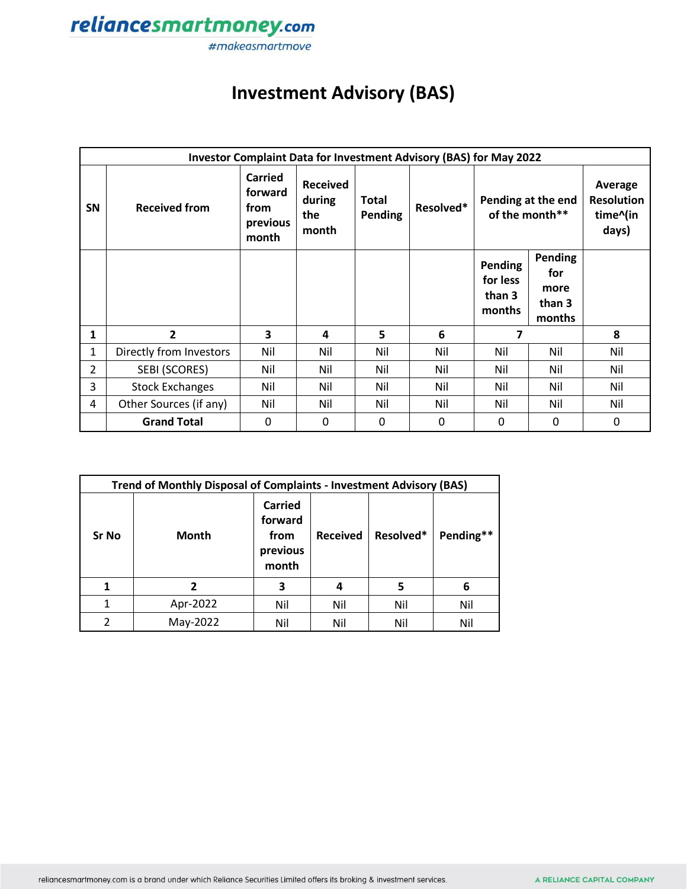# Investment Advisory (BAS)

| Investor Complaint Data for Investment Advisory (BAS) for May 2022 | | | | | | | | |
|---|---|---|---|---|---|---|---|---|
| SN | Received from | Carried forward from previous month | Received during the month | Total Pending | Resolved* | Pending at the end of the month** | | Average Resolution time^(in days) |
| | | | | | | Pending for less than 3 months | Pending for more than 3 months | |
| 1 | 2 | 3 | 4 | 5 | 6 | 7 | | 8 |
| 1 | Directly from Investors | Nil | Nil | Nil | Nil | Nil | Nil | Nil |
| 2 | SEBI (SCORES) | Nil | Nil | Nil | Nil | Nil | Nil | Nil |
| 3 | Stock Exchanges | Nil | Nil | Nil | Nil | Nil | Nil | Nil |
| 4 | Other Sources (if any) | Nil | Nil | Nil | Nil | Nil | Nil | Nil |
| | **Grand Total** | 0 | 0 | 0 | 0 | 0 | 0 | 0 |

| Trend of Monthly Disposal of Complaints - Investment Advisory (BAS) | | | | | |
|---|---|---|---|---|---|
| Sr No | Month | Carried forward from previous month | Received | Resolved* | Pending** |
| 1 | 2 | 3 | 4 | 5 | 6 |
| 1 | Apr-2022 | Nil | Nil | Nil | Nil |
| 2 | May-2022 | Nil | Nil | Nil | Nil |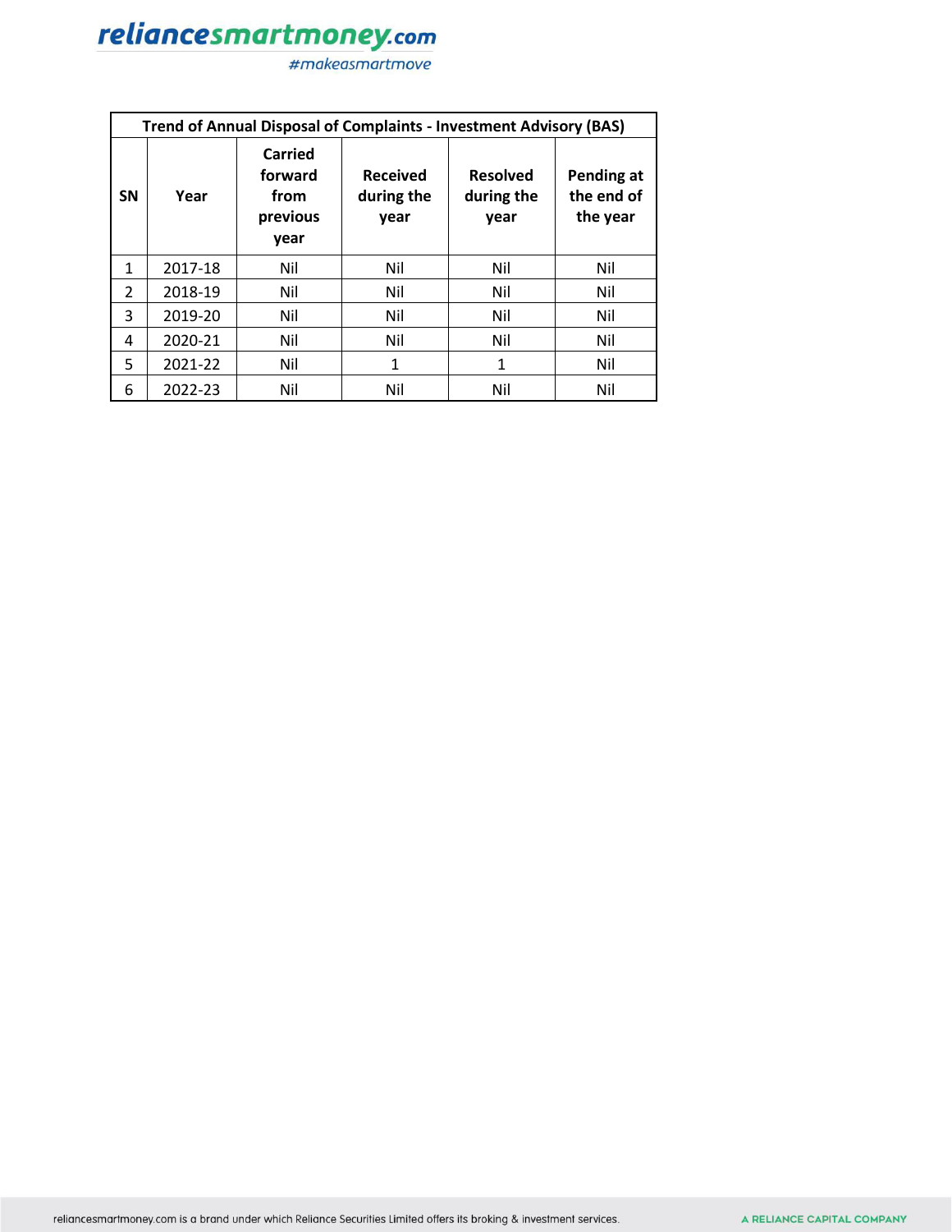| Trend of Annual Disposal of Complaints - Investment Advisory (BAS) | | | | | |
|---|---|---|---|---|---|
| SN | Year | Carried forward from previous year | Received during the year | Resolved during the year | Pending at the end of the year |
| 1 | 2017-18 | Nil | Nil | Nil | Nil |
| 2 | 2018-19 | Nil | Nil | Nil | Nil |
| 3 | 2019-20 | Nil | Nil | Nil | Nil |
| 4 | 2020-21 | Nil | Nil | Nil | Nil |
| 5 | 2021-22 | Nil | 1 | 1 | Nil |
| 6 | 2022-23 | Nil | Nil | Nil | Nil |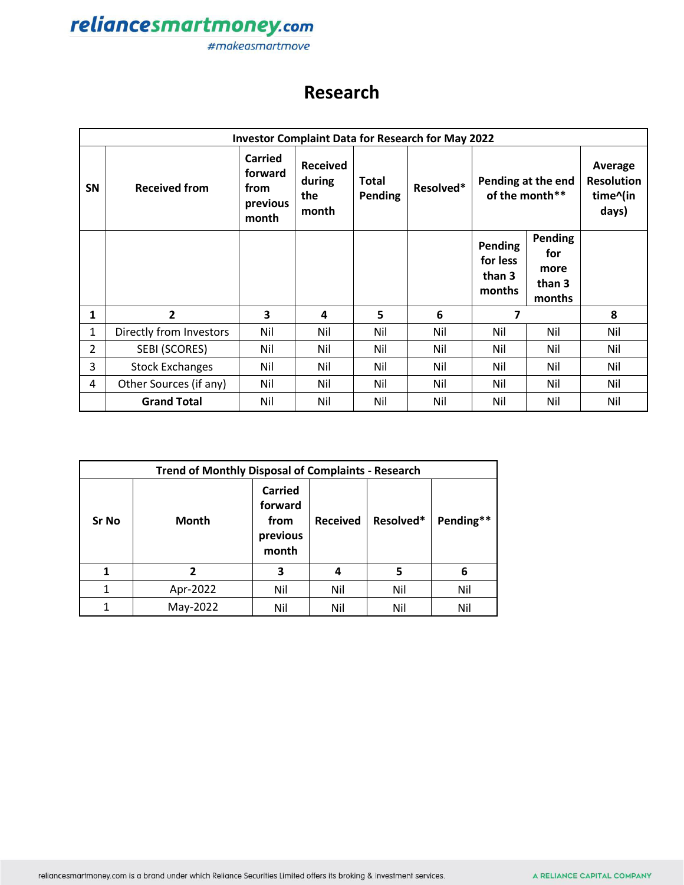# Research

| Investor Complaint Data for Research for May 2022 | | | | | | | | |
|---|---|---|---|---|---|---|---|---|
| SN | Received from | Carried forward from previous month | Received during the month | Total Pending | Resolved* | Pending at the end of the month** | | Average Resolution time^(in days) |
| | | | | | | Pending for less than 3 months | Pending for more than 3 months | |
| 1 | 2 | 3 | 4 | 5 | 6 | 7 | | 8 |
| 1 | Directly from Investors | Nil | Nil | Nil | Nil | Nil | Nil | Nil |
| 2 | SEBI (SCORES) | Nil | Nil | Nil | Nil | Nil | Nil | Nil |
| 3 | Stock Exchanges | Nil | Nil | Nil | Nil | Nil | Nil | Nil |
| 4 | Other Sources (if any) | Nil | Nil | Nil | Nil | Nil | Nil | Nil |
| | **Grand Total** | Nil | Nil | Nil | Nil | Nil | Nil | Nil |

| Trend of Monthly Disposal of Complaints - Research | | | | | |
|---|---|---|---|---|---|
| Sr No | Month | Carried forward from previous month | Received | Resolved* | Pending** |
| 1 | 2 | 3 | 4 | 5 | 6 |
| 1 | Apr-2022 | Nil | Nil | Nil | Nil |
| 1 | May-2022 | Nil | Nil | Nil | Nil |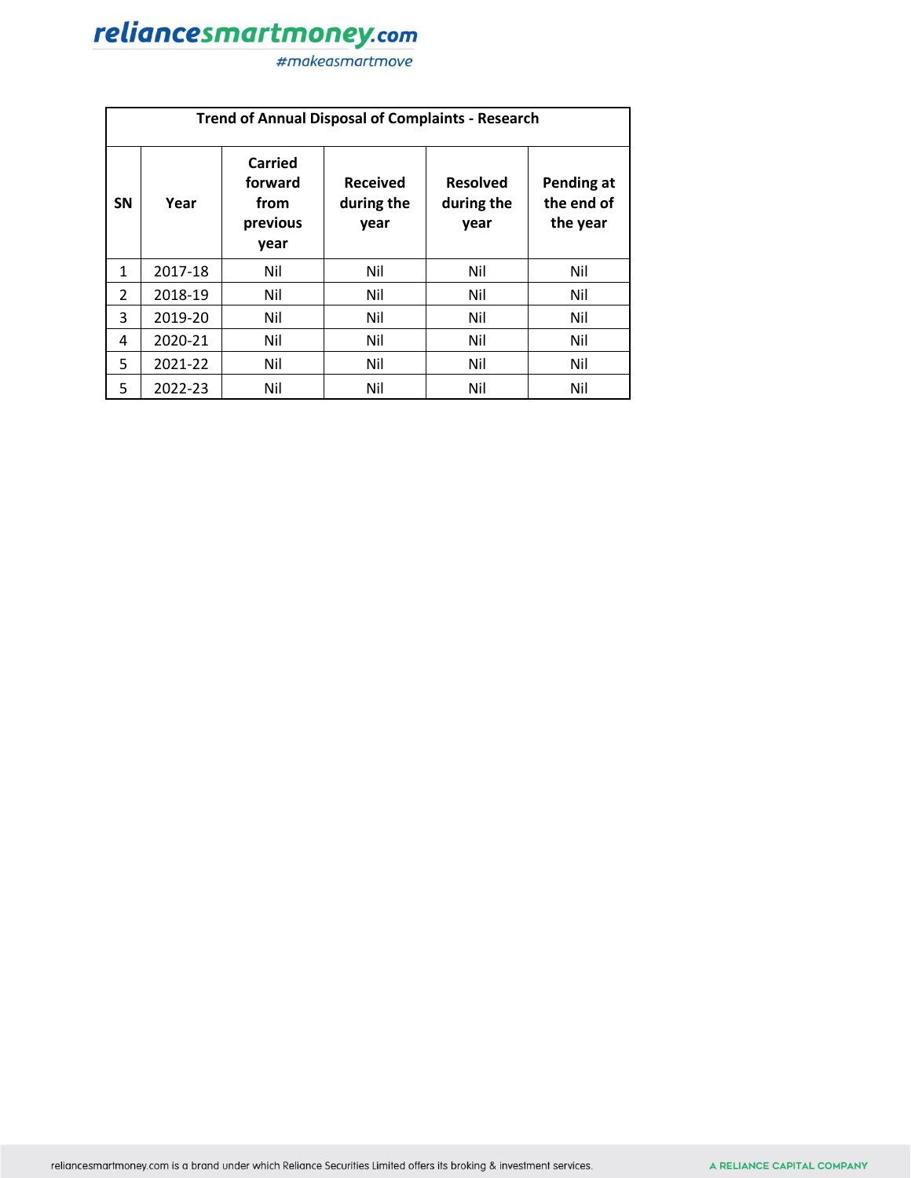| Trend of Annual Disposal of Complaints - Research | | | | | |
|---|---|---|---|---|---|
| SN | Year | Carried forward from previous year | Received during the year | Resolved during the year | Pending at the end of the year |
| 1 | 2017-18 | Nil | Nil | Nil | Nil |
| 2 | 2018-19 | Nil | Nil | Nil | Nil |
| 3 | 2019-20 | Nil | Nil | Nil | Nil |
| 4 | 2020-21 | Nil | Nil | Nil | Nil |
| 5 | 2021-22 | Nil | Nil | Nil | Nil |
| 5 | 2022-23 | Nil | Nil | Nil | Nil |